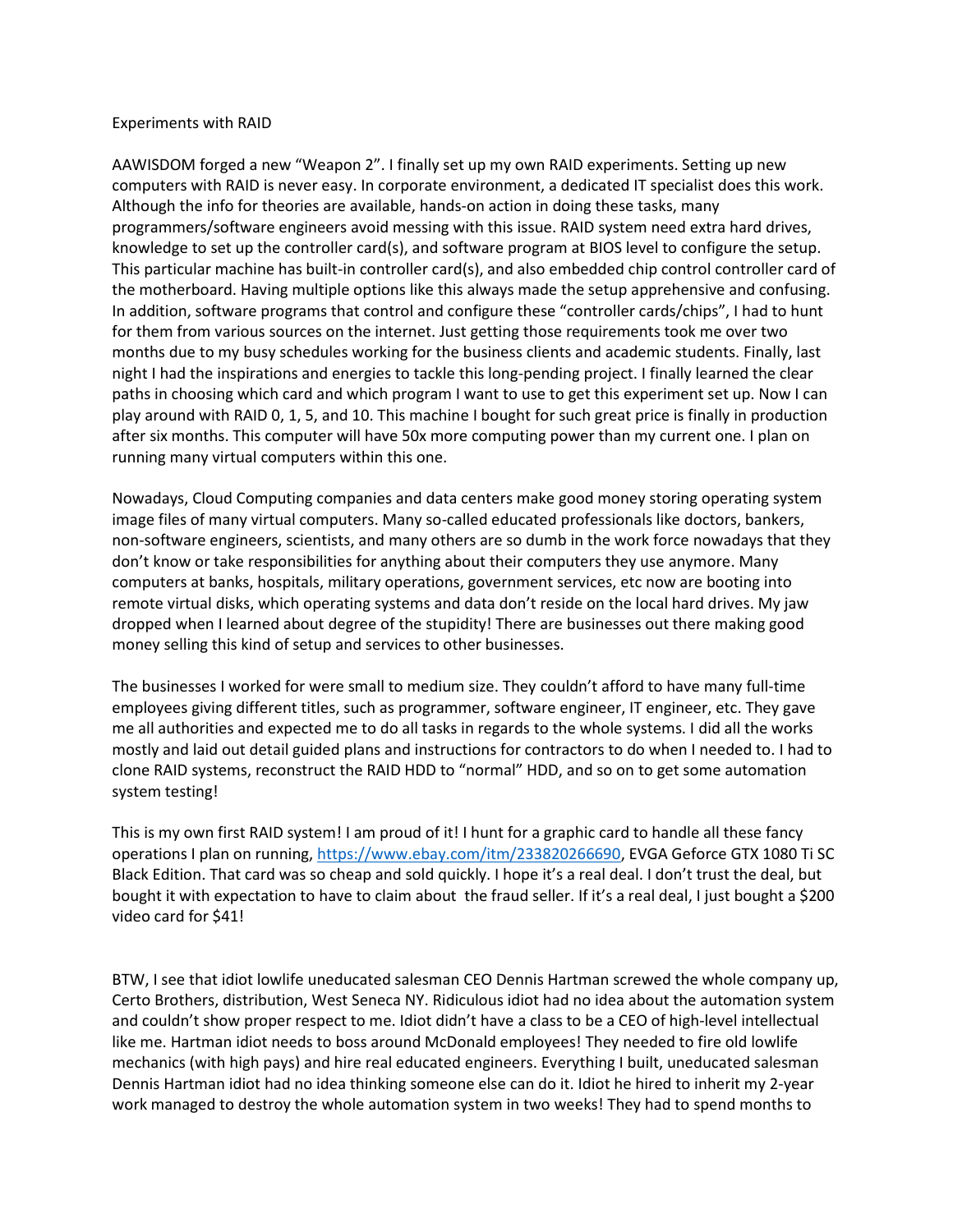Experiments with RAID

AAWISDOM forged a new "Weapon 2". I finally set up my own RAID experiments. Setting up new computers with RAID is never easy. In corporate environment, a dedicated IT specialist does this work. Although the info for theories are available, hands-on action in doing these tasks, many programmers/software engineers avoid messing with this issue. RAID system need extra hard drives, knowledge to set up the controller card(s), and software program at BIOS level to configure the setup. This particular machine has built-in controller card(s), and also embedded chip control controller card of the motherboard. Having multiple options like this always made the setup apprehensive and confusing. In addition, software programs that control and configure these "controller cards/chips", I had to hunt for them from various sources on the internet. Just getting those requirements took me over two months due to my busy schedules working for the business clients and academic students. Finally, last night I had the inspirations and energies to tackle this long-pending project. I finally learned the clear paths in choosing which card and which program I want to use to get this experiment set up. Now I can play around with RAID 0, 1, 5, and 10. This machine I bought for such great price is finally in production after six months. This computer will have 50x more computing power than my current one. I plan on running many virtual computers within this one.

Nowadays, Cloud Computing companies and data centers make good money storing operating system image files of many virtual computers. Many so-called educated professionals like doctors, bankers, non-software engineers, scientists, and many others are so dumb in the work force nowadays that they don't know or take responsibilities for anything about their computers they use anymore. Many computers at banks, hospitals, military operations, government services, etc now are booting into remote virtual disks, which operating systems and data don't reside on the local hard drives. My jaw dropped when I learned about degree of the stupidity! There are businesses out there making good money selling this kind of setup and services to other businesses.

The businesses I worked for were small to medium size. They couldn't afford to have many full-time employees giving different titles, such as programmer, software engineer, IT engineer, etc. They gave me all authorities and expected me to do all tasks in regards to the whole systems. I did all the works mostly and laid out detail guided plans and instructions for contractors to do when I needed to. I had to clone RAID systems, reconstruct the RAID HDD to "normal" HDD, and so on to get some automation system testing!

This is my own first RAID system! I am proud of it! I hunt for a graphic card to handle all these fancy operations I plan on running, [https://www.ebay.com/itm/233820266690](https://www.ebay.com/itm/233820266690), EVGA Geforce GTX 1080 Ti SC Black Edition. That card was so cheap and sold quickly. I hope it's a real deal. I don't trust the deal, but bought it with expectation to have to claim about the fraud seller. If it's a real deal, I just bought a $200 video card for $41!

BTW, I see that idiot lowlife uneducated salesman CEO Dennis Hartman screwed the whole company up, Certo Brothers, distribution, West Seneca NY. Ridiculous idiot had no idea about the automation system and couldn't show proper respect to me. Idiot didn't have a class to be a CEO of high-level intellectual like me. Hartman idiot needs to boss around McDonald employees! They needed to fire old lowlife mechanics (with high pays) and hire real educated engineers. Everything I built, uneducated salesman Dennis Hartman idiot had no idea thinking someone else can do it. Idiot he hired to inherit my 2-year work managed to destroy the whole automation system in two weeks! They had to spend months to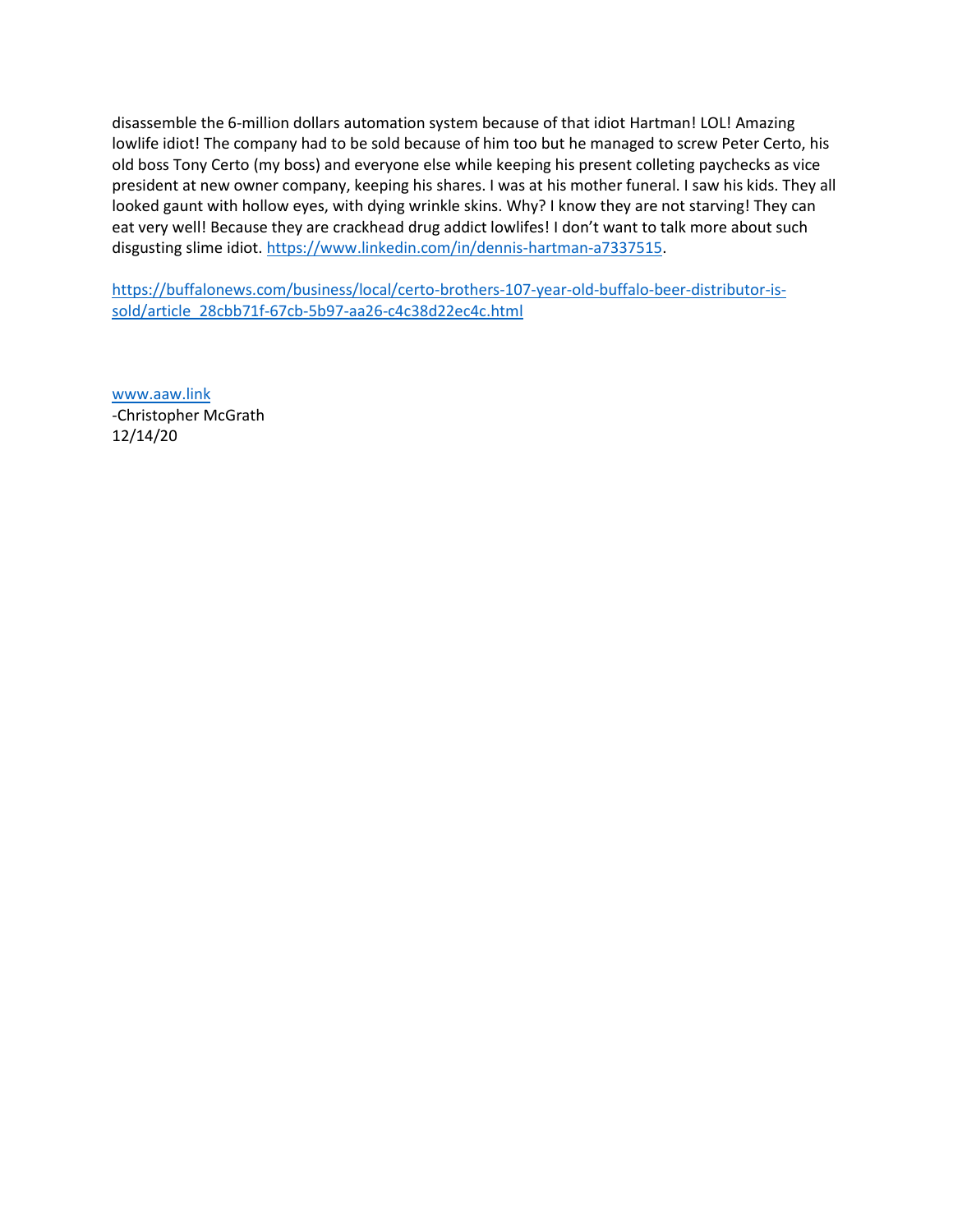disassemble the 6-million dollars automation system because of that idiot Hartman! LOL! Amazing lowlife idiot! The company had to be sold because of him too but he managed to screw Peter Certo, his old boss Tony Certo (my boss) and everyone else while keeping his present colleting paychecks as vice president at new owner company, keeping his shares. I was at his mother funeral. I saw his kids. They all looked gaunt with hollow eyes, with dying wrinkle skins. Why? I know they are not starving! They can eat very well! Because they are crackhead drug addict lowlifes! I don't want to talk more about such disgusting slime idiot. https://www.linkedin.com/in/dennis-hartman-a7337515.

https://buffalonews.com/business/local/certo-brothers-107-year-old-buffalo-beer-distributor-is-sold/article_28cbb71f-67cb-5b97-aa26-c4c38d22ec4c.html

www.aaw.link
-Christopher McGrath
12/14/20